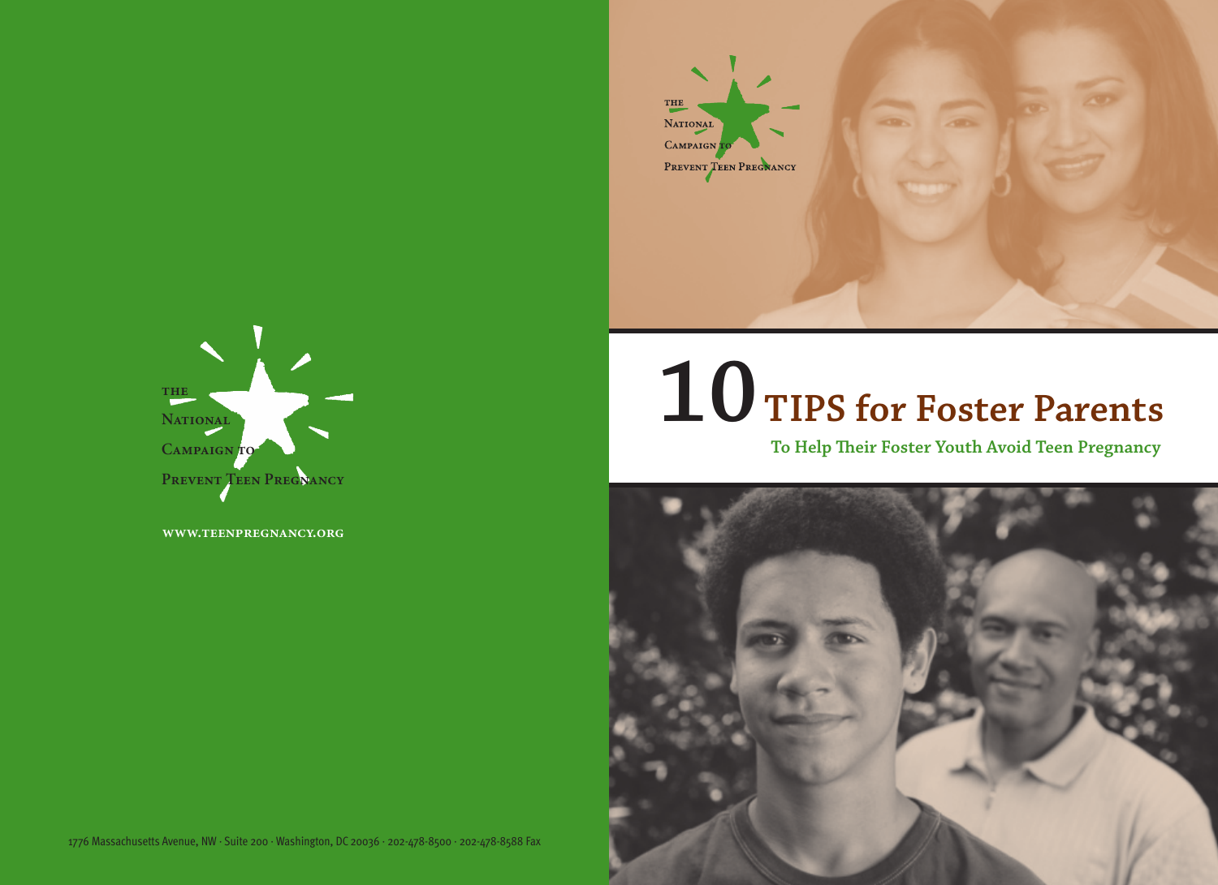the
National
Campaign to
Prevent Teen Pregnancy

www.teenpregnancy.org

1776 Massachusetts Avenue, NW · Suite 200 · Washington, DC 20036 · 202-478-8500 · 202-478-8588 Fax

the
National
Campaign to
Prevent Teen Pregnancy

# 10 TIPS for Foster Parents

## To Help Their Foster Youth Avoid Teen Pregnancy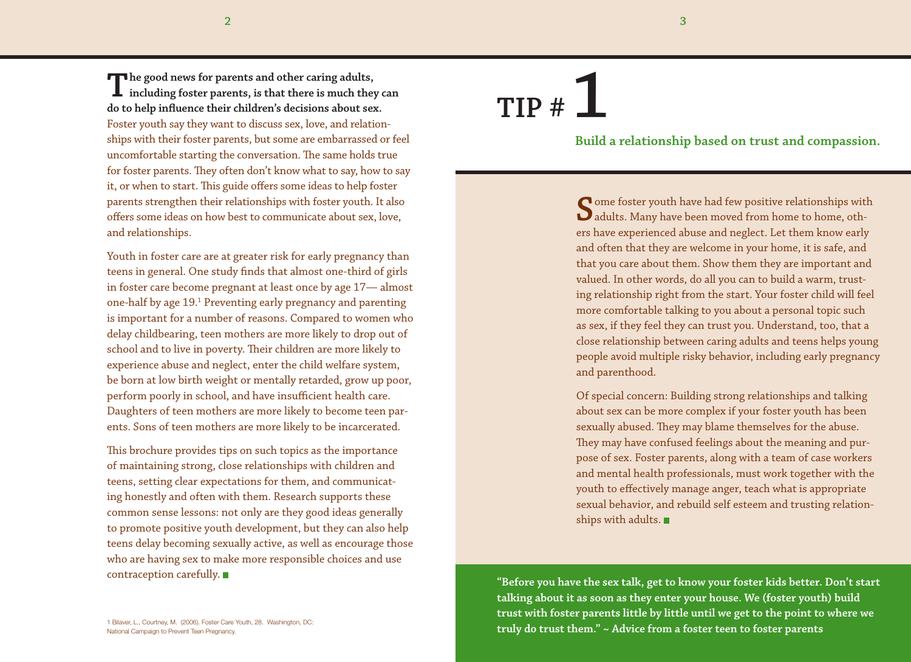**The good news for parents and other caring adults, including foster parents, is that there is much they can do to help influence their children's decisions about sex.** Foster youth say they want to discuss sex, love, and relationships with their foster parents, but some are embarrassed or feel uncomfortable starting the conversation. The same holds true for foster parents. They often don't know what to say, how to say it, or when to start. This guide offers some ideas to help foster parents strengthen their relationships with foster youth. It also offers some ideas on how best to communicate about sex, love, and relationships.

Youth in foster care are at greater risk for early pregnancy than teens in general. One study finds that almost one-third of girls in foster care become pregnant at least once by age 17— almost one-half by age 19.[1] Preventing early pregnancy and parenting is important for a number of reasons. Compared to women who delay childbearing, teen mothers are more likely to drop out of school and to live in poverty. Their children are more likely to experience abuse and neglect, enter the child welfare system, be born at low birth weight or mentally retarded, grow up poor, perform poorly in school, and have insufficient health care. Daughters of teen mothers are more likely to become teen parents. Sons of teen mothers are more likely to be incarcerated.

This brochure provides tips on such topics as the importance of maintaining strong, close relationships with children and teens, setting clear expectations for them, and communicating honestly and often with them. Research supports these common sense lessons: not only are they good ideas generally to promote positive youth development, but they can also help teens delay becoming sexually active, as well as encourage those who are having sex to make more responsible choices and use contraception carefully.

1 Bilaver, L., Courtney, M. (2006). Foster Care Youth, 28. Washington, DC: National Campaign to Prevent Teen Pregnancy.

# TIP # 1

## Build a relationship based on trust and compassion.

Some foster youth have had few positive relationships with adults. Many have been moved from home to home, others have experienced abuse and neglect. Let them know early and often that they are welcome in your home, it is safe, and that you care about them. Show them they are important and valued. In other words, do all you can to build a warm, trusting relationship right from the start. Your foster child will feel more comfortable talking to you about a personal topic such as sex, if they feel they can trust you. Understand, too, that a close relationship between caring adults and teens helps young people avoid multiple risky behavior, including early pregnancy and parenthood.

Of special concern: Building strong relationships and talking about sex can be more complex if your foster youth has been sexually abused. They may blame themselves for the abuse. They may have confused feelings about the meaning and purpose of sex. Foster parents, along with a team of case workers and mental health professionals, must work together with the youth to effectively manage anger, teach what is appropriate sexual behavior, and rebuild self esteem and trusting relationships with adults.

**"Before you have the sex talk, get to know your foster kids better. Don't start talking about it as soon as they enter your house. We (foster youth) build trust with foster parents little by little until we get to the point to where we truly do trust them." ~ Advice from a foster teen to foster parents**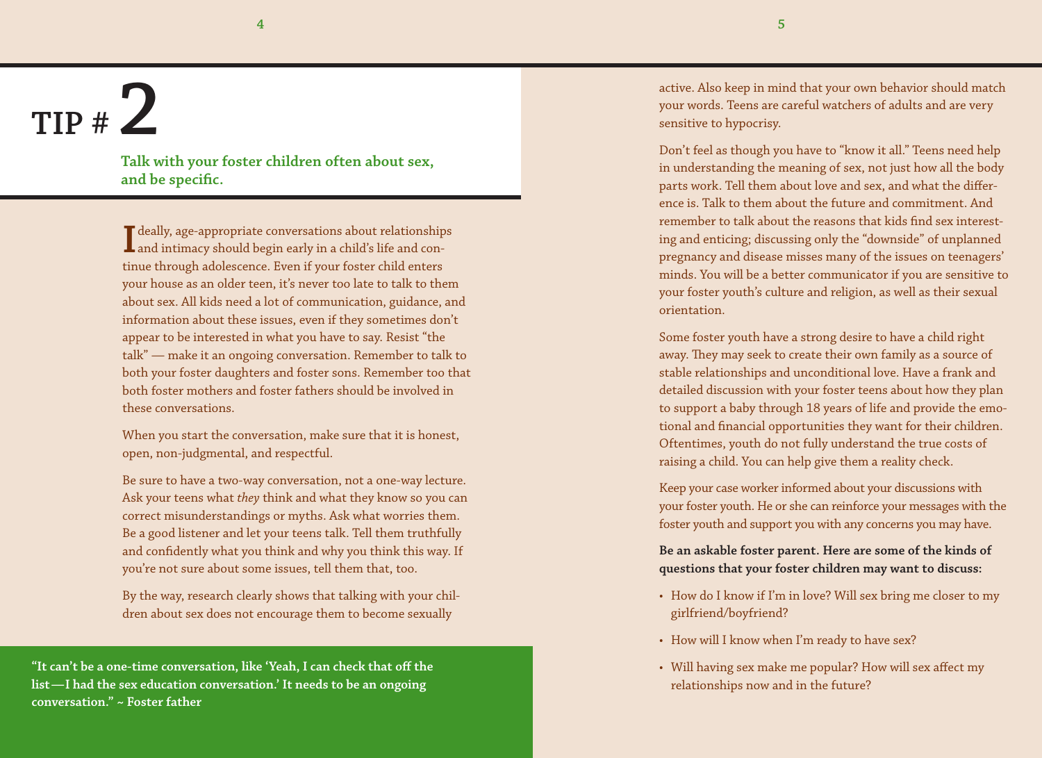# TIP # 2

**Talk with your foster children often about sex, and be specific.**

Ideally, age-appropriate conversations about relationships and intimacy should begin early in a child's life and continue through adolescence. Even if your foster child enters your house as an older teen, it's never too late to talk to them about sex. All kids need a lot of communication, guidance, and information about these issues, even if they sometimes don't appear to be interested in what you have to say. Resist "the talk" — make it an ongoing conversation. Remember to talk to both your foster daughters and foster sons. Remember too that both foster mothers and foster fathers should be involved in these conversations.

When you start the conversation, make sure that it is honest, open, non-judgmental, and respectful.

Be sure to have a two-way conversation, not a one-way lecture. Ask your teens what *they* think and what they know so you can correct misunderstandings or myths. Ask what worries them. Be a good listener and let your teens talk. Tell them truthfully and confidently what you think and why you think this way. If you're not sure about some issues, tell them that, too.

By the way, research clearly shows that talking with your children about sex does not encourage them to become sexually active. Also keep in mind that your own behavior should match your words. Teens are careful watchers of adults and are very sensitive to hypocrisy.

**"It can't be a one-time conversation, like 'Yeah, I can check that off the list—I had the sex education conversation.' It needs to be an ongoing conversation." ~ Foster father**

Don't feel as though you have to "know it all." Teens need help in understanding the meaning of sex, not just how all the body parts work. Tell them about love and sex, and what the difference is. Talk to them about the future and commitment. And remember to talk about the reasons that kids find sex interesting and enticing; discussing only the "downside" of unplanned pregnancy and disease misses many of the issues on teenagers' minds. You will be a better communicator if you are sensitive to your foster youth's culture and religion, as well as their sexual orientation.

Some foster youth have a strong desire to have a child right away. They may seek to create their own family as a source of stable relationships and unconditional love. Have a frank and detailed discussion with your foster teens about how they plan to support a baby through 18 years of life and provide the emotional and financial opportunities they want for their children. Oftentimes, youth do not fully understand the true costs of raising a child. You can help give them a reality check.

Keep your case worker informed about your discussions with your foster youth. He or she can reinforce your messages with the foster youth and support you with any concerns you may have.

**Be an askable foster parent. Here are some of the kinds of questions that your foster children may want to discuss:**

- How do I know if I'm in love? Will sex bring me closer to my girlfriend/boyfriend?
- How will I know when I'm ready to have sex?
- Will having sex make me popular? How will sex affect my relationships now and in the future?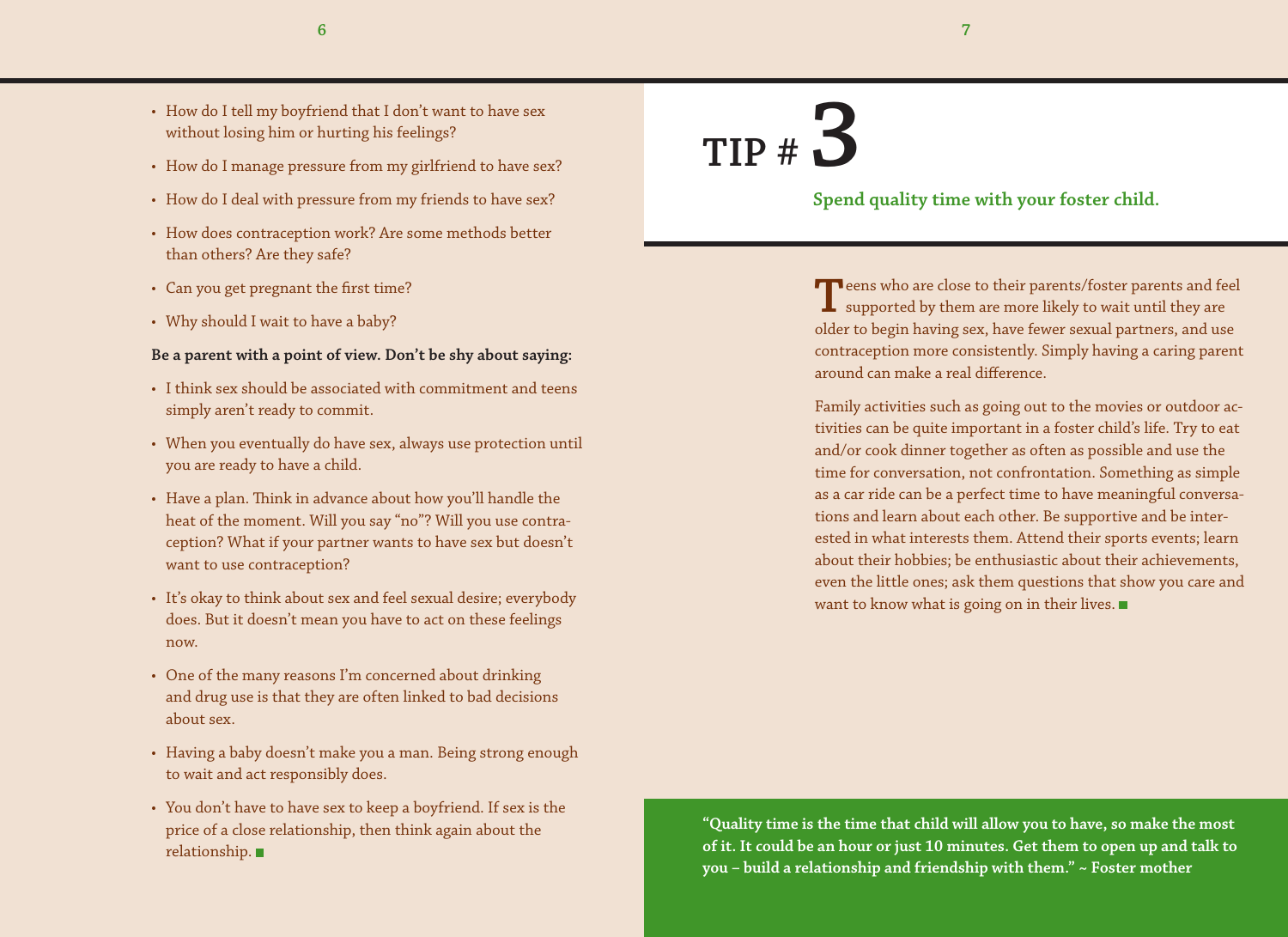- How do I tell my boyfriend that I don't want to have sex without losing him or hurting his feelings?
- How do I manage pressure from my girlfriend to have sex?
- How do I deal with pressure from my friends to have sex?
- How does contraception work? Are some methods better than others? Are they safe?
- Can you get pregnant the first time?
- Why should I wait to have a baby?

**Be a parent with a point of view. Don't be shy about saying:**

- I think sex should be associated with commitment and teens simply aren't ready to commit.
- When you eventually do have sex, always use protection until you are ready to have a child.
- Have a plan. Think in advance about how you'll handle the heat of the moment. Will you say "no"? Will you use contraception? What if your partner wants to have sex but doesn't want to use contraception?
- It's okay to think about sex and feel sexual desire; everybody does. But it doesn't mean you have to act on these feelings now.
- One of the many reasons I'm concerned about drinking and drug use is that they are often linked to bad decisions about sex.
- Having a baby doesn't make you a man. Being strong enough to wait and act responsibly does.
- You don't have to have sex to keep a boyfriend. If sex is the price of a close relationship, then think again about the relationship. ■

# TIP # 3

**Spend quality time with your foster child.**

Teens who are close to their parents/foster parents and feel supported by them are more likely to wait until they are older to begin having sex, have fewer sexual partners, and use contraception more consistently. Simply having a caring parent around can make a real difference.

Family activities such as going out to the movies or outdoor activities can be quite important in a foster child's life. Try to eat and/or cook dinner together as often as possible and use the time for conversation, not confrontation. Something as simple as a car ride can be a perfect time to have meaningful conversations and learn about each other. Be supportive and be interested in what interests them. Attend their sports events; learn about their hobbies; be enthusiastic about their achievements, even the little ones; ask them questions that show you care and want to know what is going on in their lives. ■

**"Quality time is the time that child will allow you to have, so make the most of it. It could be an hour or just 10 minutes. Get them to open up and talk to you – build a relationship and friendship with them." ~ Foster mother**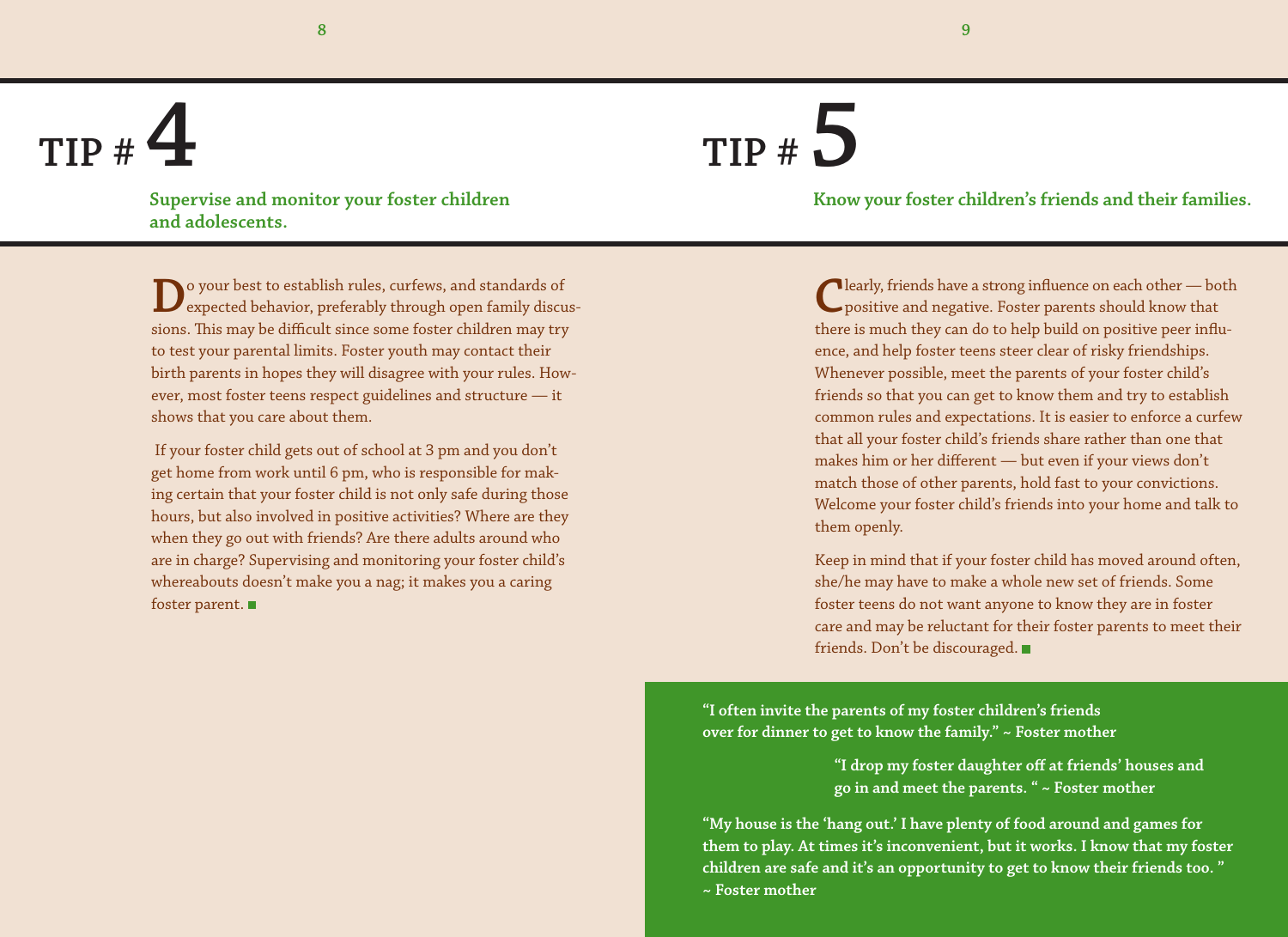# TIP # 4

**Supervise and monitor your foster children and adolescents.**

Do your best to establish rules, curfews, and standards of expected behavior, preferably through open family discussions. This may be difficult since some foster children may try to test your parental limits. Foster youth may contact their birth parents in hopes they will disagree with your rules. However, most foster teens respect guidelines and structure — it shows that you care about them.

If your foster child gets out of school at 3 pm and you don't get home from work until 6 pm, who is responsible for making certain that your foster child is not only safe during those hours, but also involved in positive activities? Where are they when they go out with friends? Are there adults around who are in charge? Supervising and monitoring your foster child's whereabouts doesn't make you a nag; it makes you a caring foster parent. ■

# TIP # 5

**Know your foster children's friends and their families.**

Clearly, friends have a strong influence on each other — both positive and negative. Foster parents should know that there is much they can do to help build on positive peer influence, and help foster teens steer clear of risky friendships. Whenever possible, meet the parents of your foster child's friends so that you can get to know them and try to establish common rules and expectations. It is easier to enforce a curfew that all your foster child's friends share rather than one that makes him or her different — but even if your views don't match those of other parents, hold fast to your convictions. Welcome your foster child's friends into your home and talk to them openly.

Keep in mind that if your foster child has moved around often, she/he may have to make a whole new set of friends. Some foster teens do not want anyone to know they are in foster care and may be reluctant for their foster parents to meet their friends. Don't be discouraged. ■

**"I often invite the parents of my foster children's friends over for dinner to get to know the family." ~ Foster mother**

**"I drop my foster daughter off at friends' houses and go in and meet the parents. " ~ Foster mother**

**"My house is the 'hang out.' I have plenty of food around and games for them to play. At times it's inconvenient, but it works. I know that my foster children are safe and it's an opportunity to get to know their friends too. " ~ Foster mother**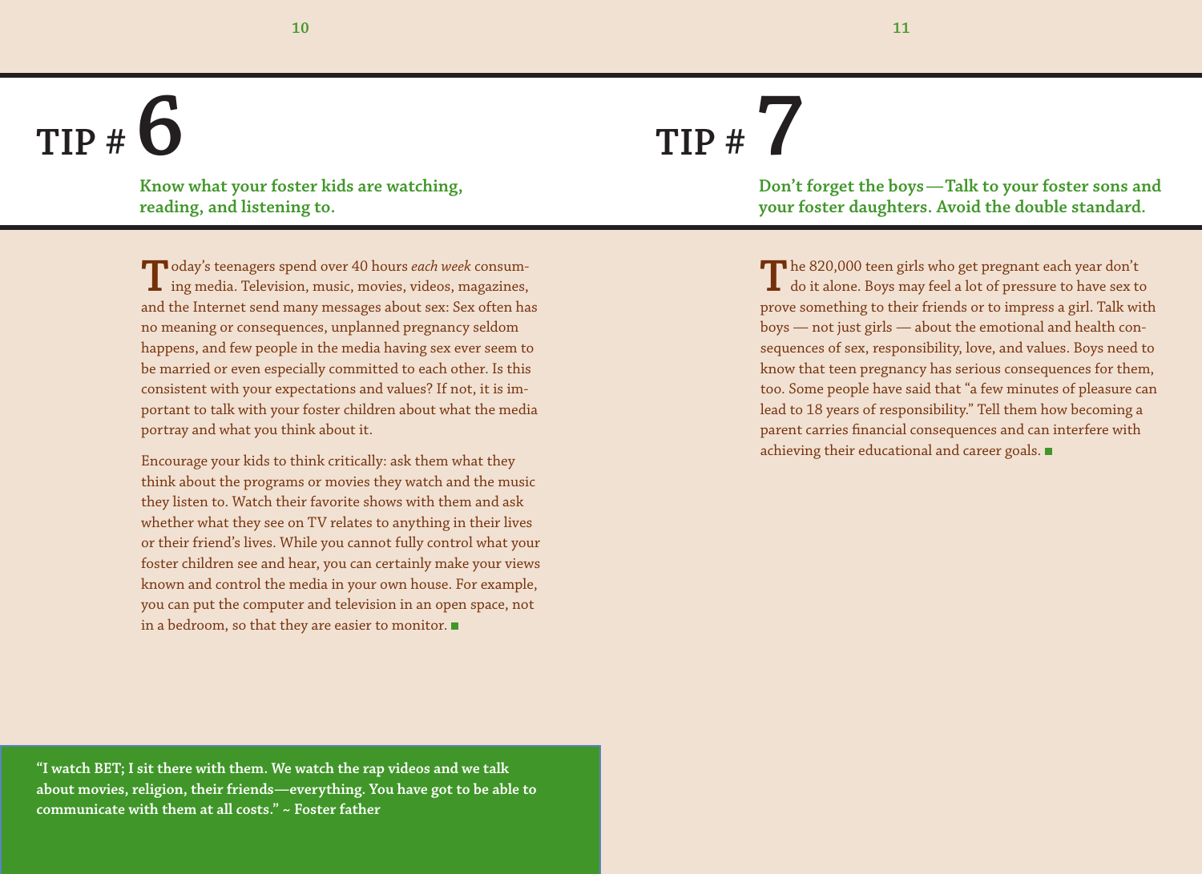# TIP # 6

**Know what your foster kids are watching, reading, and listening to.**

Today's teenagers spend over 40 hours *each week* consuming media. Television, music, movies, videos, magazines, and the Internet send many messages about sex: Sex often has no meaning or consequences, unplanned pregnancy seldom happens, and few people in the media having sex ever seem to be married or even especially committed to each other. Is this consistent with your expectations and values? If not, it is important to talk with your foster children about what the media portray and what you think about it.

Encourage your kids to think critically: ask them what they think about the programs or movies they watch and the music they listen to. Watch their favorite shows with them and ask whether what they see on TV relates to anything in their lives or their friend's lives. While you cannot fully control what your foster children see and hear, you can certainly make your views known and control the media in your own house. For example, you can put the computer and television in an open space, not in a bedroom, so that they are easier to monitor. ■

**"I watch BET; I sit there with them. We watch the rap videos and we talk about movies, religion, their friends—everything. You have got to be able to communicate with them at all costs." ~ Foster father**

# TIP # 7

**Don't forget the boys—Talk to your foster sons and your foster daughters. Avoid the double standard.**

The 820,000 teen girls who get pregnant each year don't do it alone. Boys may feel a lot of pressure to have sex to prove something to their friends or to impress a girl. Talk with boys — not just girls — about the emotional and health consequences of sex, responsibility, love, and values. Boys need to know that teen pregnancy has serious consequences for them, too. Some people have said that "a few minutes of pleasure can lead to 18 years of responsibility." Tell them how becoming a parent carries financial consequences and can interfere with achieving their educational and career goals. ■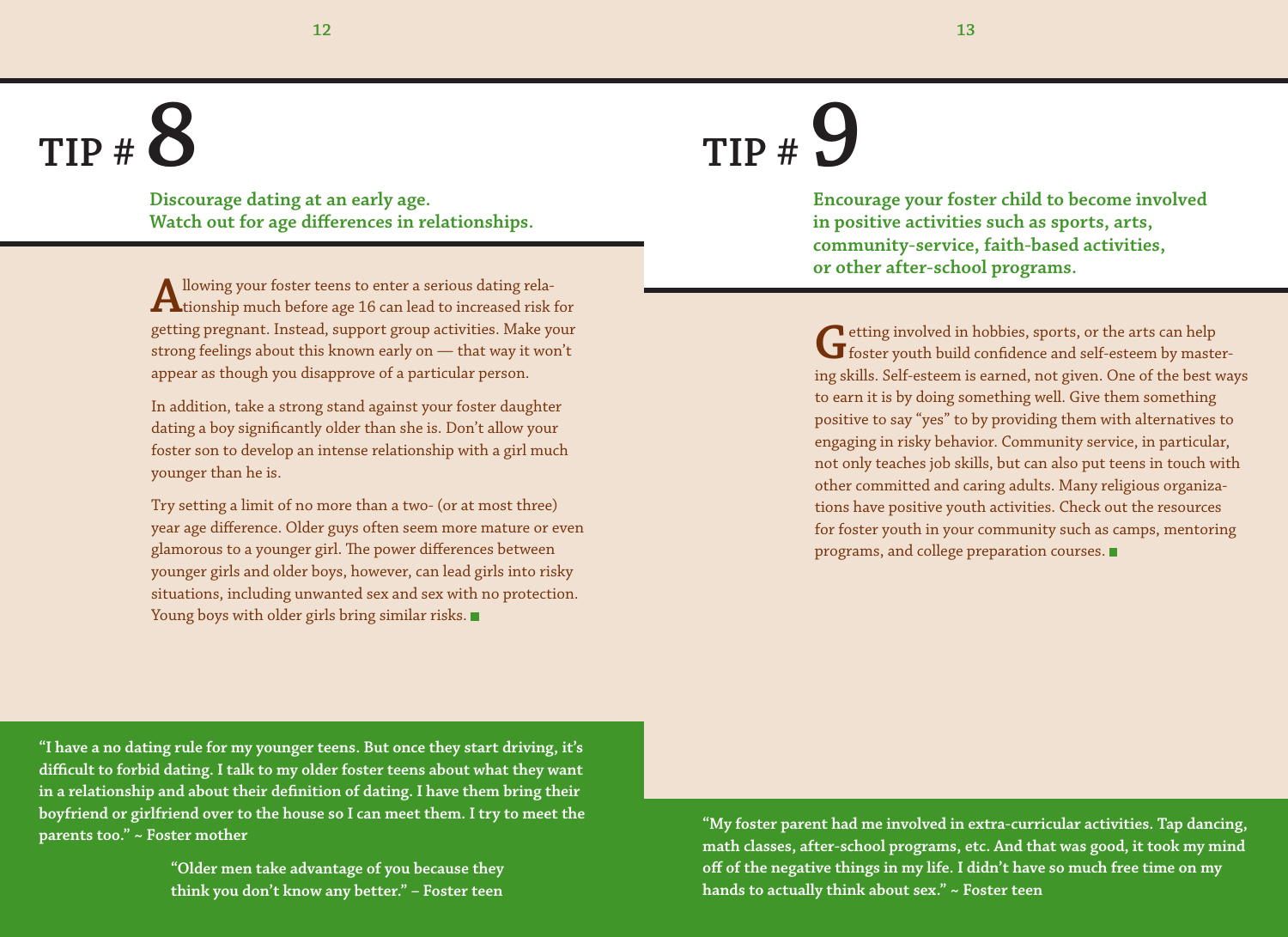# TIP # 8

**Discourage dating at an early age. Watch out for age differences in relationships.**

Allowing your foster teens to enter a serious dating relationship much before age 16 can lead to increased risk for getting pregnant. Instead, support group activities. Make your strong feelings about this known early on — that way it won't appear as though you disapprove of a particular person.

In addition, take a strong stand against your foster daughter dating a boy significantly older than she is. Don't allow your foster son to develop an intense relationship with a girl much younger than he is.

Try setting a limit of no more than a two- (or at most three) year age difference. Older guys often seem more mature or even glamorous to a younger girl. The power differences between younger girls and older boys, however, can lead girls into risky situations, including unwanted sex and sex with no protection. Young boys with older girls bring similar risks. ■

**"I have a no dating rule for my younger teens. But once they start driving, it's difficult to forbid dating. I talk to my older foster teens about what they want in a relationship and about their definition of dating. I have them bring their boyfriend or girlfriend over to the house so I can meet them. I try to meet the parents too." ~ Foster mother**

**"Older men take advantage of you because they think you don't know any better." – Foster teen**

# TIP # 9

**Encourage your foster child to become involved in positive activities such as sports, arts, community-service, faith-based activities, or other after-school programs.**

Getting involved in hobbies, sports, or the arts can help foster youth build confidence and self-esteem by mastering skills. Self-esteem is earned, not given. One of the best ways to earn it is by doing something well. Give them something positive to say "yes" to by providing them with alternatives to engaging in risky behavior. Community service, in particular, not only teaches job skills, but can also put teens in touch with other committed and caring adults. Many religious organizations have positive youth activities. Check out the resources for foster youth in your community such as camps, mentoring programs, and college preparation courses. ■

**"My foster parent had me involved in extra-curricular activities. Tap dancing, math classes, after-school programs, etc. And that was good, it took my mind off of the negative things in my life. I didn't have so much free time on my hands to actually think about sex." ~ Foster teen**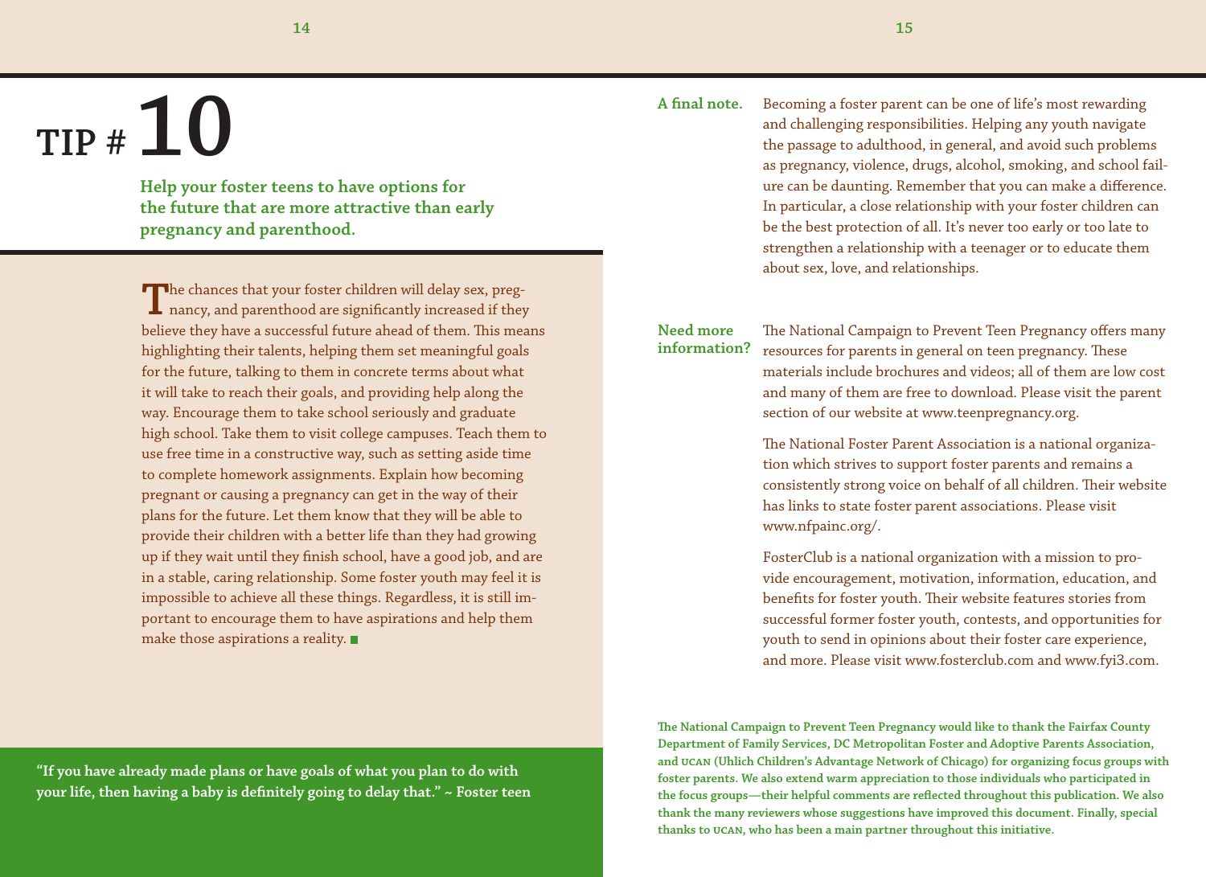# TIP # 10

**Help your foster teens to have options for the future that are more attractive than early pregnancy and parenthood.**

The chances that your foster children will delay sex, pregnancy, and parenthood are significantly increased if they believe they have a successful future ahead of them. This means highlighting their talents, helping them set meaningful goals for the future, talking to them in concrete terms about what it will take to reach their goals, and providing help along the way. Encourage them to take school seriously and graduate high school. Take them to visit college campuses. Teach them to use free time in a constructive way, such as setting aside time to complete homework assignments. Explain how becoming pregnant or causing a pregnancy can get in the way of their plans for the future. Let them know that they will be able to provide their children with a better life than they had growing up if they wait until they finish school, have a good job, and are in a stable, caring relationship. Some foster youth may feel it is impossible to achieve all these things. Regardless, it is still important to encourage them to have aspirations and help them make those aspirations a reality. ■

**"If you have already made plans or have goals of what you plan to do with your life, then having a baby is definitely going to delay that." ~ Foster teen**

**A final note.** Becoming a foster parent can be one of life's most rewarding and challenging responsibilities. Helping any youth navigate the passage to adulthood, in general, and avoid such problems as pregnancy, violence, drugs, alcohol, smoking, and school failure can be daunting. Remember that you can make a difference. In particular, a close relationship with your foster children can be the best protection of all. It's never too early or too late to strengthen a relationship with a teenager or to educate them about sex, love, and relationships.

**Need more information?** The National Campaign to Prevent Teen Pregnancy offers many resources for parents in general on teen pregnancy. These materials include brochures and videos; all of them are low cost and many of them are free to download. Please visit the parent section of our website at www.teenpregnancy.org.

The National Foster Parent Association is a national organization which strives to support foster parents and remains a consistently strong voice on behalf of all children. Their website has links to state foster parent associations. Please visit www.nfpainc.org/.

FosterClub is a national organization with a mission to provide encouragement, motivation, information, education, and benefits for foster youth. Their website features stories from successful former foster youth, contests, and opportunities for youth to send in opinions about their foster care experience, and more. Please visit www.fosterclub.com and www.fyi3.com.

**The National Campaign to Prevent Teen Pregnancy would like to thank the Fairfax County Department of Family Services, DC Metropolitan Foster and Adoptive Parents Association, and UCAN (Uhlich Children's Advantage Network of Chicago) for organizing focus groups with foster parents. We also extend warm appreciation to those individuals who participated in the focus groups—their helpful comments are reflected throughout this publication. We also thank the many reviewers whose suggestions have improved this document. Finally, special thanks to UCAN, who has been a main partner throughout this initiative.**